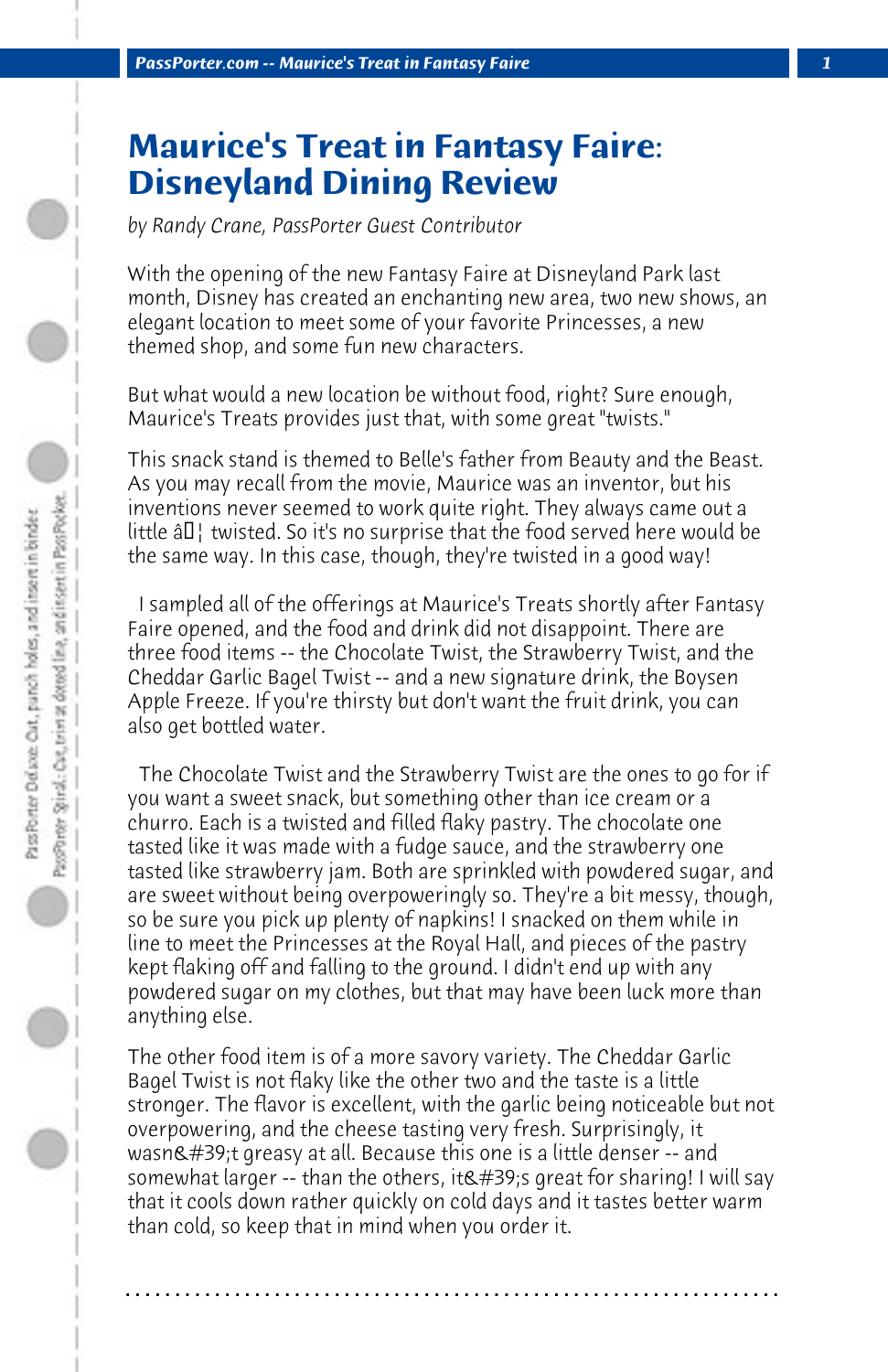# Maurice's Treat in Fantasy Faire: Disneyland Dining Review

*by Randy Crane, PassPorter Guest Contributor*

With the opening of the new Fantasy Faire at Disneyland Park last month, Disney has created an enchanting new area, two new shows, an elegant location to meet some of your favorite Princesses, a new themed shop, and some fun new characters.

But what would a new location be without food, right? Sure enough, Maurice's Treats provides just that, with some great "twists."

This snack stand is themed to Belle's father from Beauty and the Beast. As you may recall from the movie, Maurice was an inventor, but his inventions never seemed to work quite right. They always came out a little â€¦ twisted. So it's no surprise that the food served here would be the same way. In this case, though, they're twisted in a good way!

I sampled all of the offerings at Maurice's Treats shortly after Fantasy Faire opened, and the food and drink did not disappoint. There are three food items -- the Chocolate Twist, the Strawberry Twist, and the Cheddar Garlic Bagel Twist -- and a new signature drink, the Boysen Apple Freeze. If you're thirsty but don't want the fruit drink, you can also get bottled water.

The Chocolate Twist and the Strawberry Twist are the ones to go for if you want a sweet snack, but something other than ice cream or a churro. Each is a twisted and filled flaky pastry. The chocolate one tasted like it was made with a fudge sauce, and the strawberry one tasted like strawberry jam. Both are sprinkled with powdered sugar, and are sweet without being overpoweringly so. They're a bit messy, though, so be sure you pick up plenty of napkins! I snacked on them while in line to meet the Princesses at the Royal Hall, and pieces of the pastry kept flaking off and falling to the ground. I didn't end up with any powdered sugar on my clothes, but that may have been luck more than anything else.

The other food item is of a more savory variety. The Cheddar Garlic Bagel Twist is not flaky like the other two and the taste is a little stronger. The flavor is excellent, with the garlic being noticeable but not overpowering, and the cheese tasting very fresh. Surprisingly, it wasn&#39;t greasy at all. Because this one is a little denser -- and somewhat larger -- than the others, it&#39;s great for sharing! I will say that it cools down rather quickly on cold days and it tastes better warm than cold, so keep that in mind when you order it.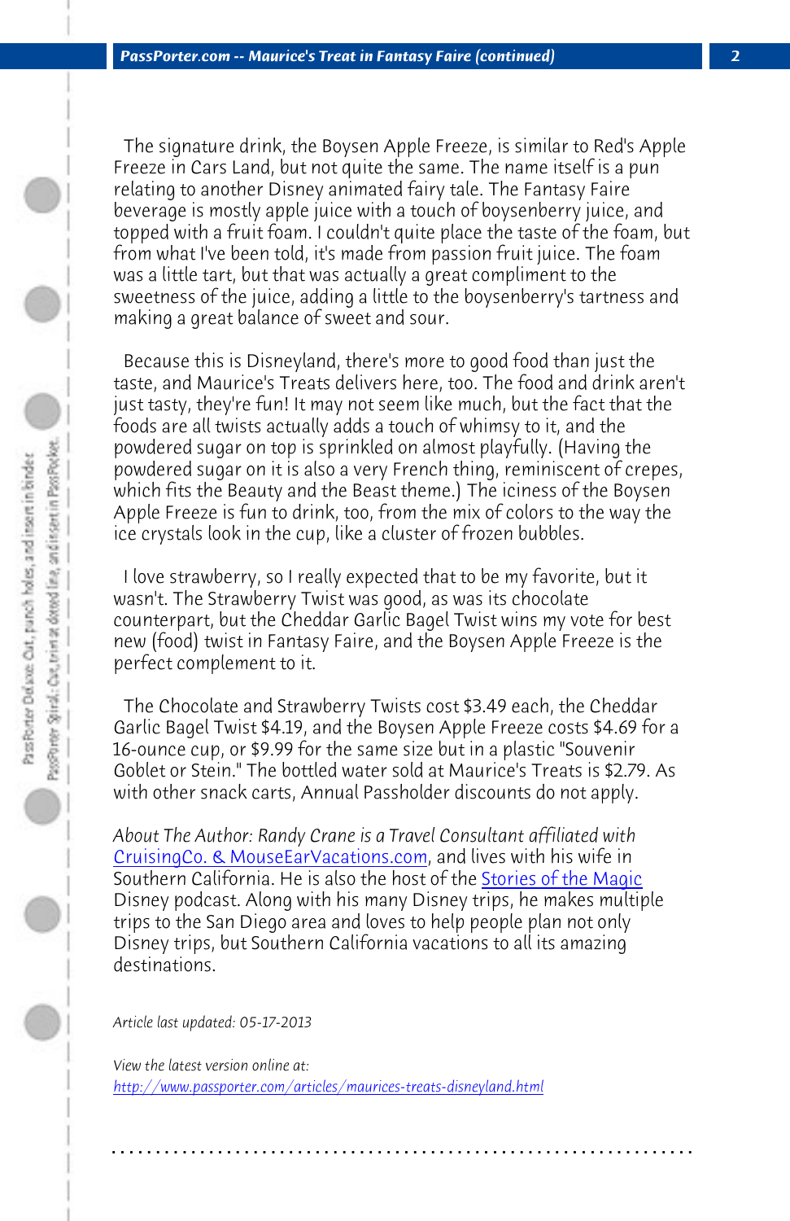The signature drink, the Boysen Apple Freeze, is similar to Red's Apple Freeze in Cars Land, but not quite the same. The name itself is a pun relating to another Disney animated fairy tale. The Fantasy Faire beverage is mostly apple juice with a touch of boysenberry juice, and topped with a fruit foam. I couldn't quite place the taste of the foam, but from what I've been told, it's made from passion fruit juice. The foam was a little tart, but that was actually a great compliment to the sweetness of the juice, adding a little to the boysenberry's tartness and making a great balance of sweet and sour.

Because this is Disneyland, there's more to good food than just the taste, and Maurice's Treats delivers here, too. The food and drink aren't just tasty, they're fun! It may not seem like much, but the fact that the foods are all twists actually adds a touch of whimsy to it, and the powdered sugar on top is sprinkled on almost playfully. (Having the powdered sugar on it is also a very French thing, reminiscent of crepes, which fits the Beauty and the Beast theme.) The iciness of the Boysen Apple Freeze is fun to drink, too, from the mix of colors to the way the ice crystals look in the cup, like a cluster of frozen bubbles.

I love strawberry, so I really expected that to be my favorite, but it wasn't. The Strawberry Twist was good, as was its chocolate counterpart, but the Cheddar Garlic Bagel Twist wins my vote for best new (food) twist in Fantasy Faire, and the Boysen Apple Freeze is the perfect complement to it.

The Chocolate and Strawberry Twists cost $3.49 each, the Cheddar Garlic Bagel Twist $4.19, and the Boysen Apple Freeze costs $4.69 for a 16-ounce cup, or $9.99 for the same size but in a plastic "Souvenir Goblet or Stein." The bottled water sold at Maurice's Treats is $2.79. As with other snack carts, Annual Passholder discounts do not apply.

*About The Author: Randy Crane is a Travel Consultant affiliated with* CruisingCo. & MouseEarVacations.com, and lives with his wife in Southern California. He is also the host of the Stories of the Magic Disney podcast. Along with his many Disney trips, he makes multiple trips to the San Diego area and loves to help people plan not only Disney trips, but Southern California vacations to all its amazing destinations.

*Article last updated: 05-17-2013*

*View the latest version online at:*
http://www.passporter.com/articles/maurices-treats-disneyland.html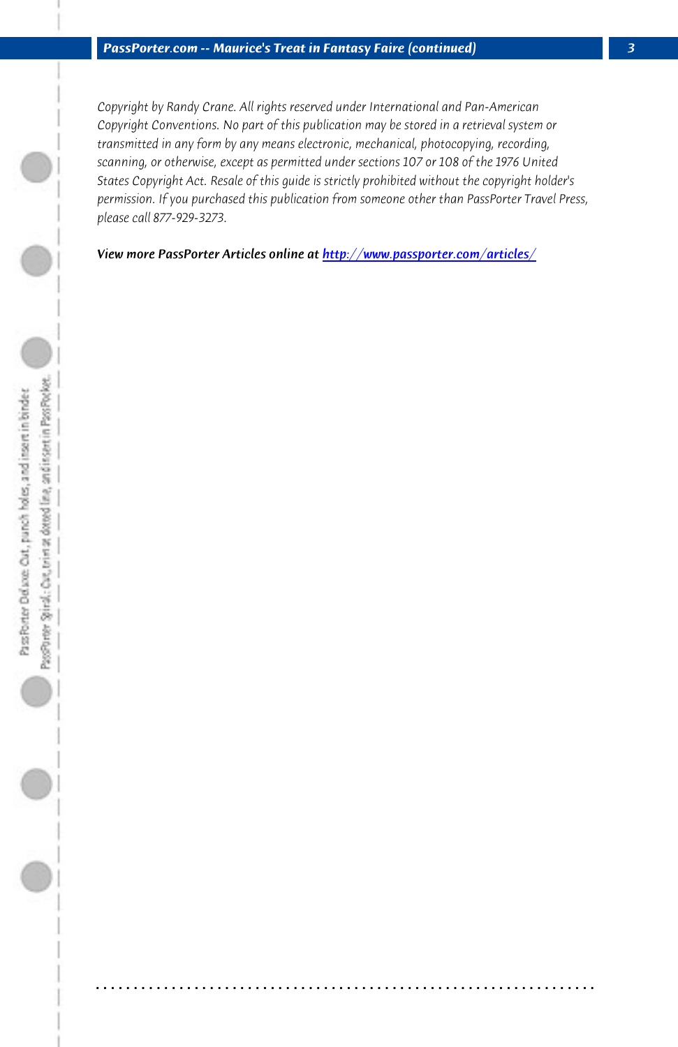*Copyright by Randy Crane. All rights reserved under International and Pan-American Copyright Conventions. No part of this publication may be stored in a retrieval system or transmitted in any form by any means electronic, mechanical, photocopying, recording, scanning, or otherwise, except as permitted under sections 107 or 108 of the 1976 United States Copyright Act. Resale of this guide is strictly prohibited without the copyright holder's permission. If you purchased this publication from someone other than PassPorter Travel Press, please call 877-929-3273.*

***View more PassPorter Articles online at [http://www.passporter.com/articles/](http://www.passporter.com/articles/)***